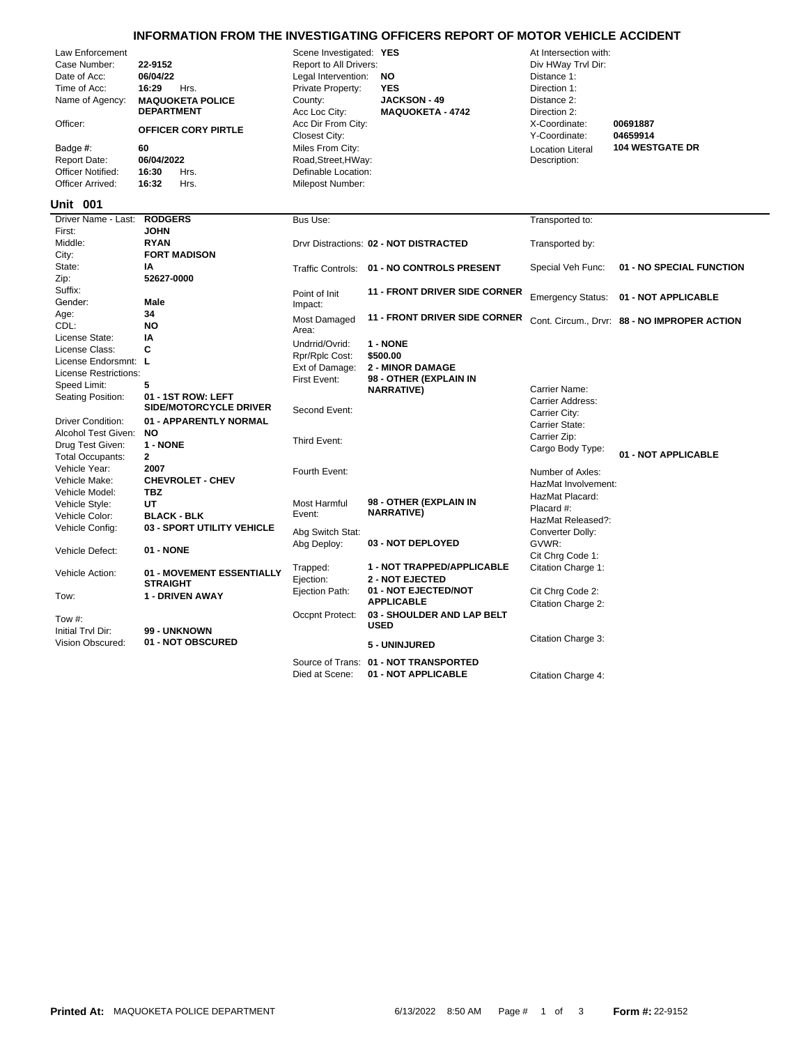# INFORMATION FROM THE INVESTIGATING OFFICERS REPORT OF MOTOR VEHICLE ACCIDENT

| Field | Value | Field | Value | Field | Value |
|---|---|---|---|---|---|
| Law Enforcement | | Scene Investigated: | YES | At Intersection with: | |
| Case Number: | 22-9152 | Report to All Drivers: | | Div HWay Trvl Dir: | |
| Date of Acc: | 06/04/22 | Legal Intervention: | NO | Distance 1: | |
| Time of Acc: | 16:29 Hrs. | Private Property: | YES | Direction 1: | |
| Name of Agency: | MAQUOKETA POLICE DEPARTMENT | County: | JACKSON - 49 | Distance 2: | |
| | | Acc Loc City: | MAQUOKETA - 4742 | Direction 2: | |
| Officer: | OFFICER CORY PIRTLE | Acc Dir From City: | | X-Coordinate: | 00691887 |
| | | Closest City: | | Y-Coordinate: | 04659914 |
| Badge #: | 60 | Miles From City: | | Location Literal Description: | 104 WESTGATE DR |
| Report Date: | 06/04/2022 | Road,Street,HWay: | | | |
| Officer Notified: | 16:30 Hrs. | Definable Location: | | | |
| Officer Arrived: | 16:32 Hrs. | Milepost Number: | | | |

## Unit 001

| Field | Value | Field | Value | Field | Value |
|---|---|---|---|---|---|
| Driver Name - Last: | RODGERS | Bus Use: | | Transported to: | |
| First: | JOHN | | | | |
| Middle: | RYAN | Drvr Distractions: | 02 - NOT DISTRACTED | Transported by: | |
| City: | FORT MADISON | | | | |
| State: | IA | Traffic Controls: | 01 - NO CONTROLS PRESENT | Special Veh Func: | 01 - NO SPECIAL FUNCTION |
| Zip: | 52627-0000 | | | | |
| Suffix: | | Point of Init Impact: | 11 - FRONT DRIVER SIDE CORNER | Emergency Status: | 01 - NOT APPLICABLE |
| Gender: | Male | | | | |
| Age: | 34 | Most Damaged Area: | 11 - FRONT DRIVER SIDE CORNER | Cont. Circum., Drvr: | 88 - NO IMPROPER ACTION |
| CDL: | NO | | | | |
| License State: | IA | Undrrid/Ovrid: | 1 - NONE | | |
| License Class: | C | Rpr/Rplc Cost: | $500.00 | | |
| License Endorsmnt: | L | Ext of Damage: | 2 - MINOR DAMAGE | | |
| License Restrictions: | | First Event: | 98 - OTHER (EXPLAIN IN NARRATIVE) | | |
| Speed Limit: | 5 | | | Carrier Name: | |
| Seating Position: | 01 - 1ST ROW: LEFT SIDE/MOTORCYCLE DRIVER | Second Event: | | Carrier Address: | |
| | | | | Carrier City: | |
| Driver Condition: | 01 - APPARENTLY NORMAL | | | Carrier State: | |
| Alcohol Test Given: | NO | Third Event: | | Carrier Zip: | |
| Drug Test Given: | 1 - NONE | | | Cargo Body Type: | 01 - NOT APPLICABLE |
| Total Occupants: | 2 | | | | |
| Vehicle Year: | 2007 | Fourth Event: | | Number of Axles: | |
| Vehicle Make: | CHEVROLET - CHEV | | | HazMat Involvement: | |
| Vehicle Model: | TBZ | | | HazMat Placard: | |
| Vehicle Style: | UT | Most Harmful Event: | 98 - OTHER (EXPLAIN IN NARRATIVE) | Placard #: | |
| Vehicle Color: | BLACK - BLK | | | HazMat Released?: | |
| Vehicle Config: | 03 - SPORT UTILITY VEHICLE | Abg Switch Stat: | | Converter Dolly: | |
| Vehicle Defect: | 01 - NONE | Abg Deploy: | 03 - NOT DEPLOYED | GVWR: | |
| | | | | Cit Chrg Code 1: | |
| Vehicle Action: | 01 - MOVEMENT ESSENTIALLY STRAIGHT | Trapped: | 1 - NOT TRAPPED/APPLICABLE | Citation Charge 1: | |
| | | Ejection: | 2 - NOT EJECTED | | |
| Tow: | 1 - DRIVEN AWAY | Ejection Path: | 01 - NOT EJECTED/NOT APPLICABLE | Cit Chrg Code 2: | |
| | | | | Citation Charge 2: | |
| Tow #: | | Occpnt Protect: | 03 - SHOULDER AND LAP BELT USED | | |
| Initial Trvl Dir: | 99 - UNKNOWN | | | | |
| Vision Obscured: | 01 - NOT OBSCURED | | 5 - UNINJURED | Citation Charge 3: | |
| | | Source of Trans: | 01 - NOT TRANSPORTED | | |
| | | Died at Scene: | 01 - NOT APPLICABLE | Citation Charge 4: | |

**Printed At:** MAQUOKETA POLICE DEPARTMENT 6/13/2022 8:50 AM **Form #:** 22-9152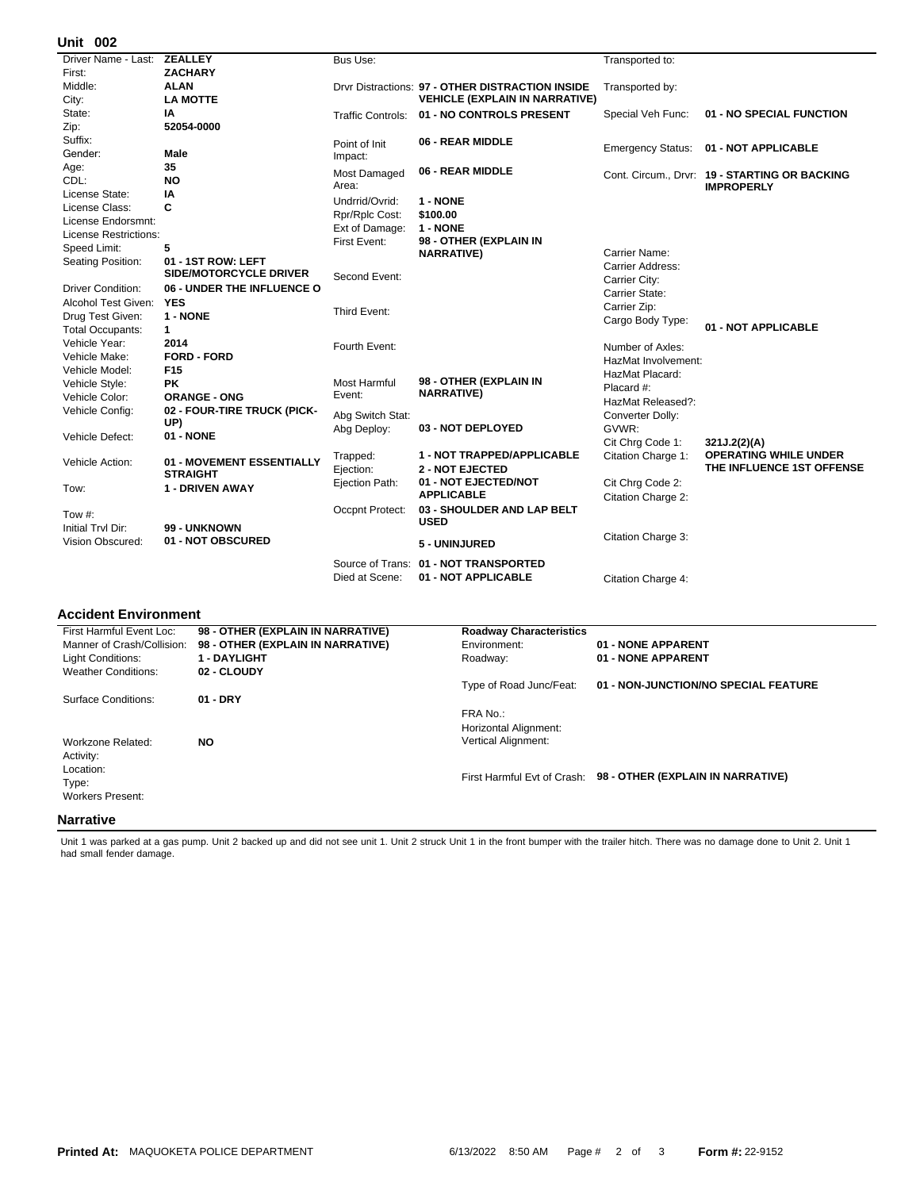## Unit 002

| Field | Value |
| --- | --- |
| Driver Name - Last: | ZEALLEY |
| First: | ZACHARY |
| Middle: | ALAN |
| City: | LA MOTTE |
| State: | IA |
| Zip: | 52054-0000 |
| Suffix: | |
| Gender: | Male |
| Age: | 35 |
| CDL: | NO |
| License State: | IA |
| License Class: | C |
| License Endorsmnt: | |
| License Restrictions: | |
| Speed Limit: | 5 |
| Seating Position: | 01 - 1ST ROW: LEFT SIDE/MOTORCYCLE DRIVER |
| Driver Condition: | 06 - UNDER THE INFLUENCE O |
| Alcohol Test Given: | YES |
| Drug Test Given: | 1 - NONE |
| Total Occupants: | 1 |
| Vehicle Year: | 2014 |
| Vehicle Make: | FORD - FORD |
| Vehicle Model: | F15 |
| Vehicle Style: | PK |
| Vehicle Color: | ORANGE - ONG |
| Vehicle Config: | 02 - FOUR-TIRE TRUCK (PICK-UP) |
| Vehicle Defect: | 01 - NONE |
| Vehicle Action: | 01 - MOVEMENT ESSENTIALLY STRAIGHT |
| Tow: | 1 - DRIVEN AWAY |
| Tow #: | |
| Initial Trvl Dir: | 99 - UNKNOWN |
| Vision Obscured: | 01 - NOT OBSCURED |

| Field | Value |
| --- | --- |
| Bus Use: | |
| Drvr Distractions: | 97 - OTHER DISTRACTION INSIDE VEHICLE (EXPLAIN IN NARRATIVE) |
| Traffic Controls: | 01 - NO CONTROLS PRESENT |
| Point of Init Impact: | 06 - REAR MIDDLE |
| Most Damaged Area: | 06 - REAR MIDDLE |
| Undrrid/Ovrid: | 1 - NONE |
| Rpr/Rplc Cost: | $100.00 |
| Ext of Damage: | 1 - NONE |
| First Event: | 98 - OTHER (EXPLAIN IN NARRATIVE) |
| Second Event: | |
| Third Event: | |
| Fourth Event: | |
| Most Harmful Event: | 98 - OTHER (EXPLAIN IN NARRATIVE) |
| Abg Switch Stat: | |
| Abg Deploy: | 03 - NOT DEPLOYED |
| Trapped: | 1 - NOT TRAPPED/APPLICABLE |
| Ejection: | 2 - NOT EJECTED |
| Ejection Path: | 01 - NOT EJECTED/NOT APPLICABLE |
| Occpnt Protect: | 03 - SHOULDER AND LAP BELT USED |
| | 5 - UNINJURED |
| Source of Trans: | 01 - NOT TRANSPORTED |
| Died at Scene: | 01 - NOT APPLICABLE |

| Field | Value |
| --- | --- |
| Transported to: | |
| Transported by: | |
| Special Veh Func: | 01 - NO SPECIAL FUNCTION |
| Emergency Status: | 01 - NOT APPLICABLE |
| Cont. Circum., Drvr: | 19 - STARTING OR BACKING IMPROPERLY |
| Carrier Name: | |
| Carrier Address: | |
| Carrier City: | |
| Carrier State: | |
| Carrier Zip: | |
| Cargo Body Type: | 01 - NOT APPLICABLE |
| Number of Axles: | |
| HazMat Involvement: | |
| HazMat Placard: | |
| Placard #: | |
| HazMat Released?: | |
| Converter Dolly: | |
| GVWR: | |
| Cit Chrg Code 1: | 321J.2(2)(A) |
| Citation Charge 1: | OPERATING WHILE UNDER THE INFLUENCE 1ST OFFENSE |
| Cit Chrg Code 2: | |
| Citation Charge 2: | |
| Citation Charge 3: | |
| Citation Charge 4: | |

## Accident Environment

| Field | Value |
| --- | --- |
| First Harmful Event Loc: | 98 - OTHER (EXPLAIN IN NARRATIVE) |
| Manner of Crash/Collision: | 98 - OTHER (EXPLAIN IN NARRATIVE) |
| Light Conditions: | 1 - DAYLIGHT |
| Weather Conditions: | 02 - CLOUDY |
| Surface Conditions: | 01 - DRY |
| Workzone Related: | NO |
| Activity: | |
| Location: | |
| Type: | |
| Workers Present: | |

**Roadway Characteristics**

| Field | Value |
| --- | --- |
| Environment: | 01 - NONE APPARENT |
| Roadway: | 01 - NONE APPARENT |
| Type of Road Junc/Feat: | 01 - NON-JUNCTION/NO SPECIAL FEATURE |
| FRA No.: | |
| Horizontal Alignment: | |
| Vertical Alignment: | |
| First Harmful Evt of Crash: | 98 - OTHER (EXPLAIN IN NARRATIVE) |

## Narrative

Unit 1 was parked at a gas pump. Unit 2 backed up and did not see unit 1. Unit 2 struck Unit 1 in the front bumper with the trailer hitch. There was no damage done to Unit 2. Unit 1 had small fender damage.

**Printed At:** MAQUOKETA POLICE DEPARTMENT 6/13/2022 8:50 AM **Form #:** 22-9152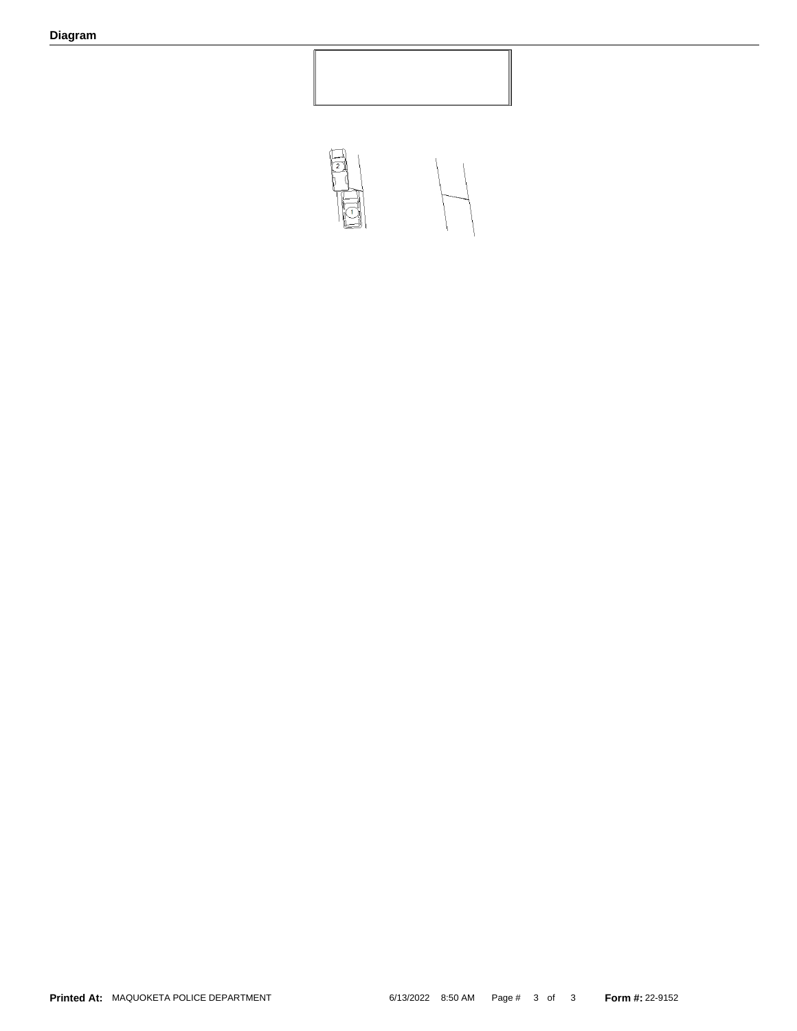## Diagram

2

1